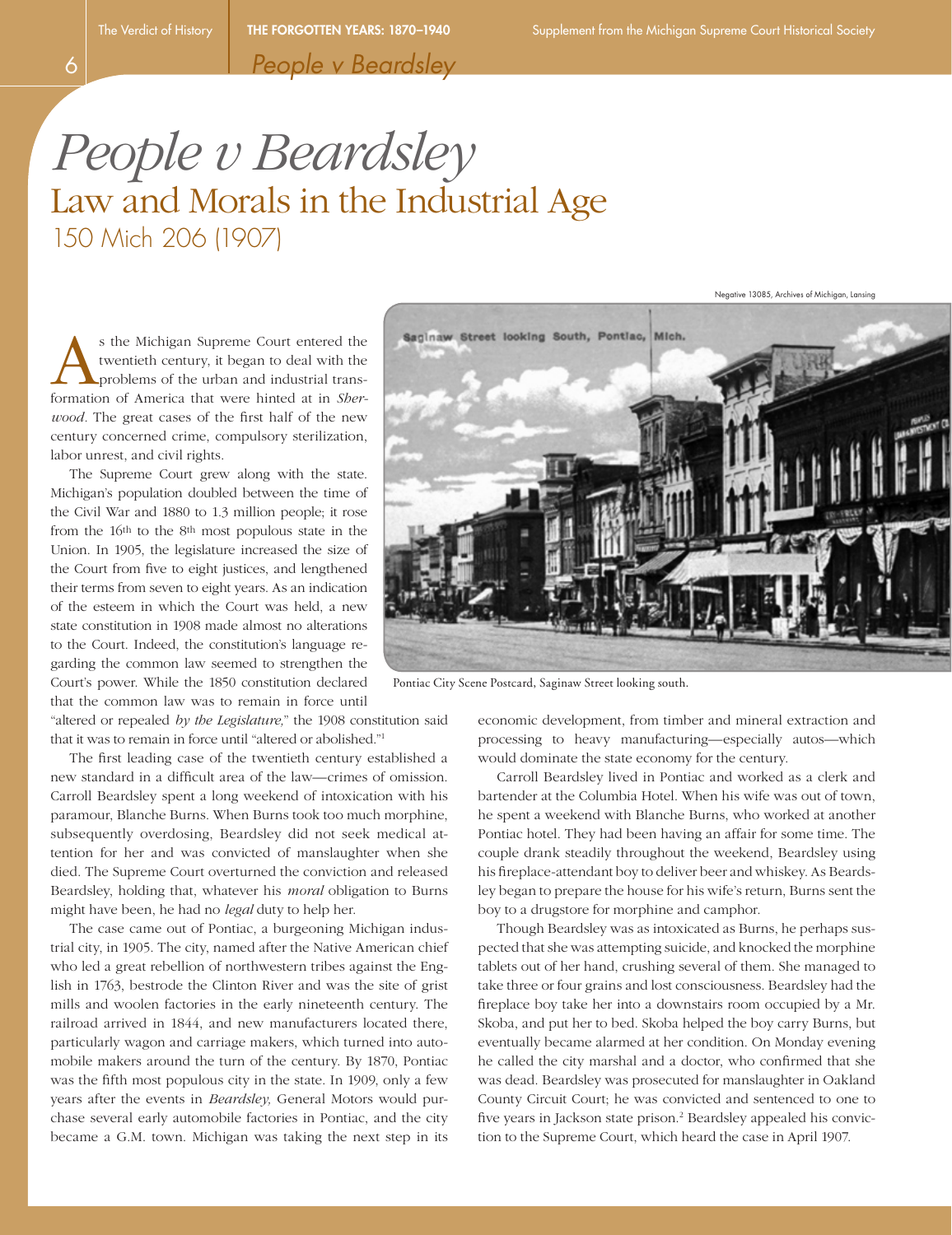# *People v Beardsley*

## Law and Morals in the Industrial Age

### 150 Mich 206 (1907)

As the Michigan Supreme Court entered the twentieth century, it began to deal with the problems of the urban and industrial transformation of America that were hinted at in *Sherwood*. The great cases of the first half of the new century concerned crime, compulsory sterilization, labor unrest, and civil rights.

The Supreme Court grew along with the state. Michigan's population doubled between the time of the Civil War and 1880 to 1.3 million people; it rose from the 16th to the 8th most populous state in the Union. In 1905, the legislature increased the size of the Court from five to eight justices, and lengthened their terms from seven to eight years. As an indication of the esteem in which the Court was held, a new state constitution in 1908 made almost no alterations to the Court. Indeed, the constitution's language regarding the common law seemed to strengthen the Court's power. While the 1850 constitution declared that the common law was to remain in force until "altered or repealed *by the Legislature,*" the 1908 constitution said that it was to remain in force until "altered or abolished."[1]

The first leading case of the twentieth century established a new standard in a difficult area of the law—crimes of omission. Carroll Beardsley spent a long weekend of intoxication with his paramour, Blanche Burns. When Burns took too much morphine, subsequently overdosing, Beardsley did not seek medical attention for her and was convicted of manslaughter when she died. The Supreme Court overturned the conviction and released Beardsley, holding that, whatever his *moral* obligation to Burns might have been, he had no *legal* duty to help her.

The case came out of Pontiac, a burgeoning Michigan industrial city, in 1905. The city, named after the Native American chief who led a great rebellion of northwestern tribes against the English in 1763, bestrode the Clinton River and was the site of grist mills and woolen factories in the early nineteenth century. The railroad arrived in 1844, and new manufacturers located there, particularly wagon and carriage makers, which turned into automobile makers around the turn of the century. By 1870, Pontiac was the fifth most populous city in the state. In 1909, only a few years after the events in *Beardsley,* General Motors would purchase several early automobile factories in Pontiac, and the city became a G.M. town. Michigan was taking the next step in its economic development, from timber and mineral extraction and processing to heavy manufacturing—especially autos—which would dominate the state economy for the century.

Negative 13085, Archives of Michigan, Lansing

Pontiac City Scene Postcard, Saginaw Street looking south.

Carroll Beardsley lived in Pontiac and worked as a clerk and bartender at the Columbia Hotel. When his wife was out of town, he spent a weekend with Blanche Burns, who worked at another Pontiac hotel. They had been having an affair for some time. The couple drank steadily throughout the weekend, Beardsley using his fireplace-attendant boy to deliver beer and whiskey. As Beardsley began to prepare the house for his wife's return, Burns sent the boy to a drugstore for morphine and camphor.

Though Beardsley was as intoxicated as Burns, he perhaps suspected that she was attempting suicide, and knocked the morphine tablets out of her hand, crushing several of them. She managed to take three or four grains and lost consciousness. Beardsley had the fireplace boy take her into a downstairs room occupied by a Mr. Skoba, and put her to bed. Skoba helped the boy carry Burns, but eventually became alarmed at her condition. On Monday evening he called the city marshal and a doctor, who confirmed that she was dead. Beardsley was prosecuted for manslaughter in Oakland County Circuit Court; he was convicted and sentenced to one to five years in Jackson state prison.[2] Beardsley appealed his conviction to the Supreme Court, which heard the case in April 1907.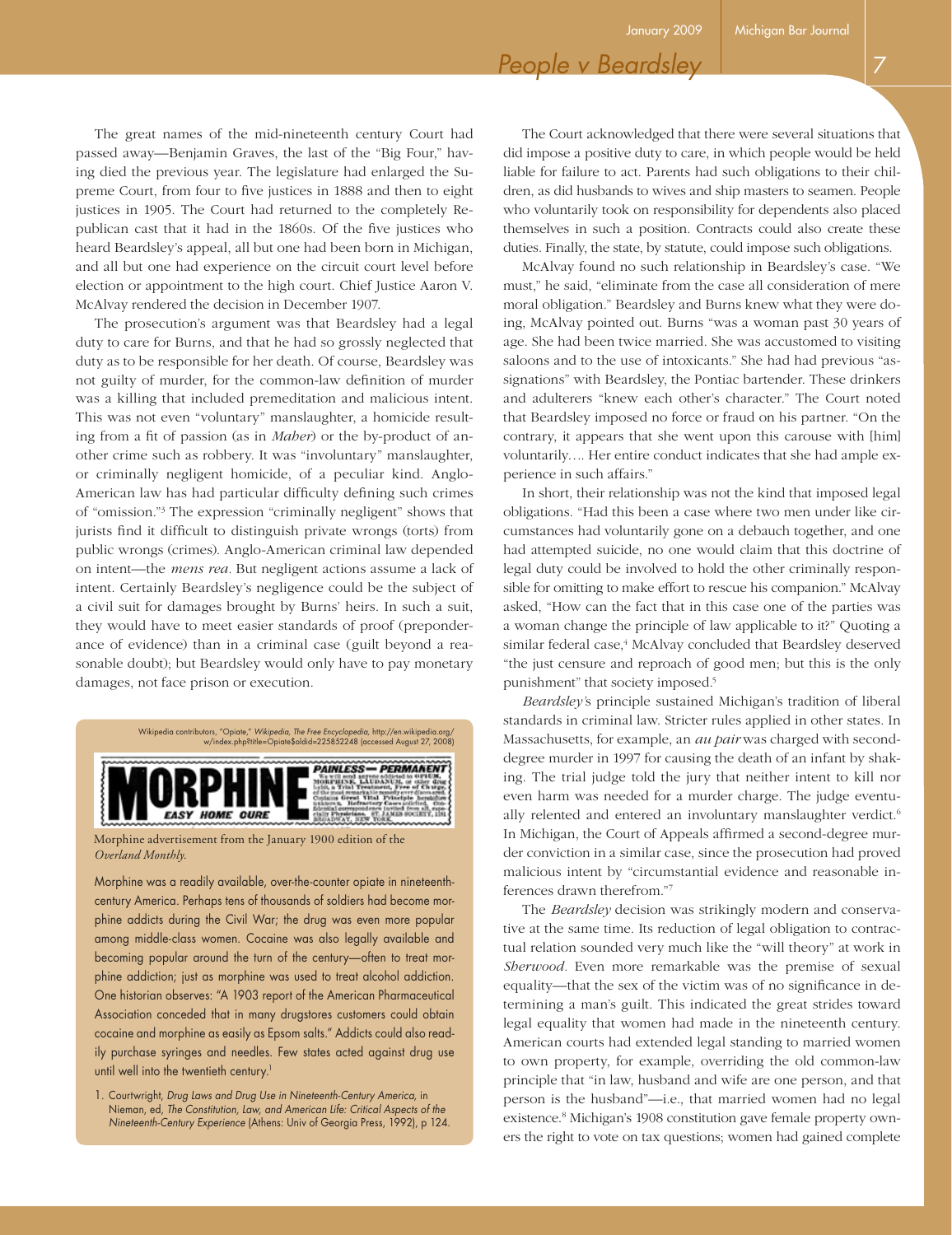The great names of the mid-nineteenth century Court had passed away—Benjamin Graves, the last of the "Big Four," having died the previous year. The legislature had enlarged the Supreme Court, from four to five justices in 1888 and then to eight justices in 1905. The Court had returned to the completely Republican cast that it had in the 1860s. Of the five justices who heard Beardsley's appeal, all but one had been born in Michigan, and all but one had experience on the circuit court level before election or appointment to the high court. Chief Justice Aaron V. McAlvay rendered the decision in December 1907.

The prosecution's argument was that Beardsley had a legal duty to care for Burns, and that he had so grossly neglected that duty as to be responsible for her death. Of course, Beardsley was not guilty of murder, for the common-law definition of murder was a killing that included premeditation and malicious intent. This was not even "voluntary" manslaughter, a homicide resulting from a fit of passion (as in *Maher*) or the by-product of another crime such as robbery. It was "involuntary" manslaughter, or criminally negligent homicide, of a peculiar kind. Anglo-American law has had particular difficulty defining such crimes of "omission."[3] The expression "criminally negligent" shows that jurists find it difficult to distinguish private wrongs (torts) from public wrongs (crimes). Anglo-American criminal law depended on intent—the *mens rea*. But negligent actions assume a lack of intent. Certainly Beardsley's negligence could be the subject of a civil suit for damages brought by Burns' heirs. In such a suit, they would have to meet easier standards of proof (preponderance of evidence) than in a criminal case (guilt beyond a reasonable doubt); but Beardsley would only have to pay monetary damages, not face prison or execution.

Wikipedia contributors, "Opiate," *Wikipedia, The Free Encyclopedia*, http://en.wikipedia.org/w/index.php?title=Opiate&oldid=225852248 (accessed August 27, 2008)

Morphine advertisement from the January 1900 edition of the *Overland Monthly*.

Morphine was a readily available, over-the-counter opiate in nineteenth-century America. Perhaps tens of thousands of soldiers had become morphine addicts during the Civil War; the drug was even more popular among middle-class women. Cocaine was also legally available and becoming popular around the turn of the century—often to treat morphine addiction; just as morphine was used to treat alcohol addiction. One historian observes: "A 1903 report of the American Pharmaceutical Association conceded that in many drugstores customers could obtain cocaine and morphine as easily as Epsom salts." Addicts could also readily purchase syringes and needles. Few states acted against drug use until well into the twentieth century.[1]

1. Courtwright, *Drug Laws and Drug Use in Nineteenth-Century America*, in Nieman, ed, *The Constitution, Law, and American Life: Critical Aspects of the Nineteenth-Century Experience* (Athens: Univ of Georgia Press, 1992), p 124.

The Court acknowledged that there were several situations that did impose a positive duty to care, in which people would be held liable for failure to act. Parents had such obligations to their children, as did husbands to wives and ship masters to seamen. People who voluntarily took on responsibility for dependents also placed themselves in such a position. Contracts could also create these duties. Finally, the state, by statute, could impose such obligations.

McAlvay found no such relationship in Beardsley's case. "We must," he said, "eliminate from the case all consideration of mere moral obligation." Beardsley and Burns knew what they were doing, McAlvay pointed out. Burns "was a woman past 30 years of age. She had been twice married. She was accustomed to visiting saloons and to the use of intoxicants." She had had previous "assignations" with Beardsley, the Pontiac bartender. These drinkers and adulterers "knew each other's character." The Court noted that Beardsley imposed no force or fraud on his partner. "On the contrary, it appears that she went upon this carouse with [him] voluntarily.... Her entire conduct indicates that she had ample experience in such affairs."

In short, their relationship was not the kind that imposed legal obligations. "Had this been a case where two men under like circumstances had voluntarily gone on a debauch together, and one had attempted suicide, no one would claim that this doctrine of legal duty could be involved to hold the other criminally responsible for omitting to make effort to rescue his companion." McAlvay asked, "How can the fact that in this case one of the parties was a woman change the principle of law applicable to it?" Quoting a similar federal case,[4] McAlvay concluded that Beardsley deserved "the just censure and reproach of good men; but this is the only punishment" that society imposed.[5]

*Beardsley*'s principle sustained Michigan's tradition of liberal standards in criminal law. Stricter rules applied in other states. In Massachusetts, for example, an *au pair* was charged with second-degree murder in 1997 for causing the death of an infant by shaking. The trial judge told the jury that neither intent to kill nor even harm was needed for a murder charge. The judge eventually relented and entered an involuntary manslaughter verdict.[6] In Michigan, the Court of Appeals affirmed a second-degree murder conviction in a similar case, since the prosecution had proved malicious intent by "circumstantial evidence and reasonable inferences drawn therefrom."[7]

The *Beardsley* decision was strikingly modern and conservative at the same time. Its reduction of legal obligation to contractual relation sounded very much like the "will theory" at work in *Sherwood*. Even more remarkable was the premise of sexual equality—that the sex of the victim was of no significance in determining a man's guilt. This indicated the great strides toward legal equality that women had made in the nineteenth century. American courts had extended legal standing to married women to own property, for example, overriding the old common-law principle that "in law, husband and wife are one person, and that person is the husband"—i.e., that married women had no legal existence.[8] Michigan's 1908 constitution gave female property owners the right to vote on tax questions; women had gained complete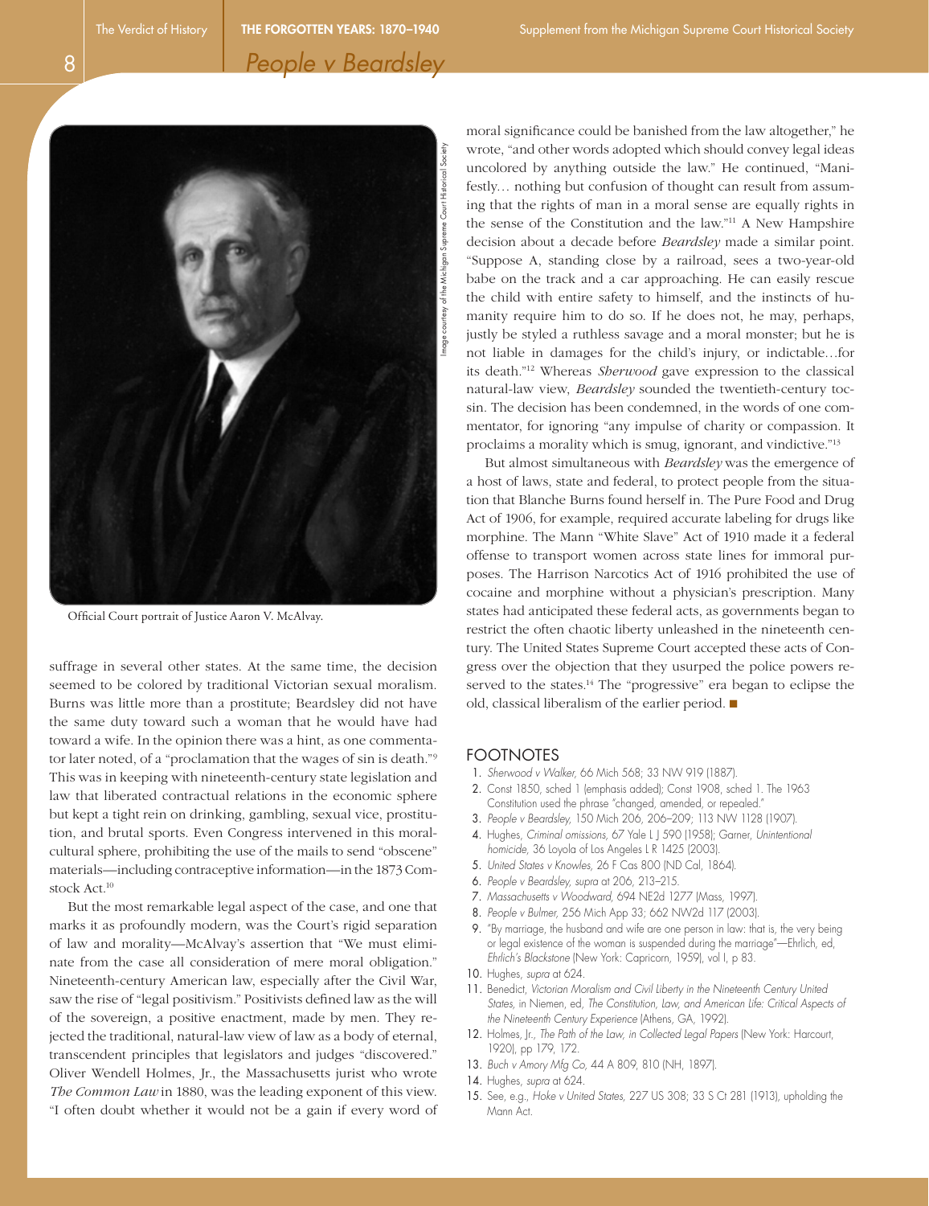Official Court portrait of Justice Aaron V. McAlvay.

suffrage in several other states. At the same time, the decision seemed to be colored by traditional Victorian sexual moralism. Burns was little more than a prostitute; Beardsley did not have the same duty toward such a woman that he would have had toward a wife. In the opinion there was a hint, as one commentator later noted, of a "proclamation that the wages of sin is death."[9] This was in keeping with nineteenth-century state legislation and law that liberated contractual relations in the economic sphere but kept a tight rein on drinking, gambling, sexual vice, prostitution, and brutal sports. Even Congress intervened in this moral-cultural sphere, prohibiting the use of the mails to send "obscene" materials—including contraceptive information—in the 1873 Comstock Act.[10]

But the most remarkable legal aspect of the case, and one that marks it as profoundly modern, was the Court's rigid separation of law and morality—McAlvay's assertion that "We must eliminate from the case all consideration of mere moral obligation." Nineteenth-century American law, especially after the Civil War, saw the rise of "legal positivism." Positivists defined law as the will of the sovereign, a positive enactment, made by men. They rejected the traditional, natural-law view of law as a body of eternal, transcendent principles that legislators and judges "discovered." Oliver Wendell Holmes, Jr., the Massachusetts jurist who wrote *The Common Law* in 1880, was the leading exponent of this view. "I often doubt whether it would not be a gain if every word of moral significance could be banished from the law altogether," he wrote, "and other words adopted which should convey legal ideas uncolored by anything outside the law." He continued, "Manifestly… nothing but confusion of thought can result from assuming that the rights of man in a moral sense are equally rights in the sense of the Constitution and the law."[11] A New Hampshire decision about a decade before *Beardsley* made a similar point. "Suppose A, standing close by a railroad, sees a two-year-old babe on the track and a car approaching. He can easily rescue the child with entire safety to himself, and the instincts of humanity require him to do so. If he does not, he may, perhaps, justly be styled a ruthless savage and a moral monster; but he is not liable in damages for the child's injury, or indictable…for its death."[12] Whereas *Sherwood* gave expression to the classical natural-law view, *Beardsley* sounded the twentieth-century tocsin. The decision has been condemned, in the words of one commentator, for ignoring "any impulse of charity or compassion. It proclaims a morality which is smug, ignorant, and vindictive."[13]

But almost simultaneous with *Beardsley* was the emergence of a host of laws, state and federal, to protect people from the situation that Blanche Burns found herself in. The Pure Food and Drug Act of 1906, for example, required accurate labeling for drugs like morphine. The Mann "White Slave" Act of 1910 made it a federal offense to transport women across state lines for immoral purposes. The Harrison Narcotics Act of 1916 prohibited the use of cocaine and morphine without a physician's prescription. Many states had anticipated these federal acts, as governments began to restrict the often chaotic liberty unleashed in the nineteenth century. The United States Supreme Court accepted these acts of Congress over the objection that they usurped the police powers reserved to the states.[14] The "progressive" era began to eclipse the old, classical liberalism of the earlier period. ■

## FOOTNOTES

1. *Sherwood v Walker,* 66 Mich 568; 33 NW 919 (1887).
2. Const 1850, sched 1 (emphasis added); Const 1908, sched 1. The 1963 Constitution used the phrase "changed, amended, or repealed."
3. *People v Beardsley,* 150 Mich 206, 206–209; 113 NW 1128 (1907).
4. Hughes, *Criminal omissions,* 67 Yale L J 590 (1958); Garner, *Unintentional homicide,* 36 Loyola of Los Angeles L R 1425 (2003).
5. *United States v Knowles,* 26 F Cas 800 (ND Cal, 1864).
6. *People v Beardsley, supra* at 206, 213–215.
7. *Massachusetts v Woodward,* 694 NE2d 1277 (Mass, 1997).
8. *People v Bulmer,* 256 Mich App 33; 662 NW2d 117 (2003).
9. "By marriage, the husband and wife are one person in law: that is, the very being or legal existence of the woman is suspended during the marriage"—Ehrlich, ed, *Ehrlich's Blackstone* (New York: Capricorn, 1959), vol I, p 83.
10. Hughes, *supra* at 624.
11. Benedict, *Victorian Moralism and Civil Liberty in the Nineteenth Century United States,* in Niemen, ed, *The Constitution, Law, and American Life: Critical Aspects of the Nineteenth Century Experience* (Athens, GA, 1992).
12. Holmes, Jr., *The Path of the Law, in Collected Legal Papers* (New York: Harcourt, 1920), pp 179, 172.
13. *Buch v Amory Mfg Co,* 44 A 809, 810 (NH, 1897).
14. Hughes, *supra* at 624.
15. See, e.g., *Hoke v United States,* 227 US 308; 33 S Ct 281 (1913), upholding the Mann Act.